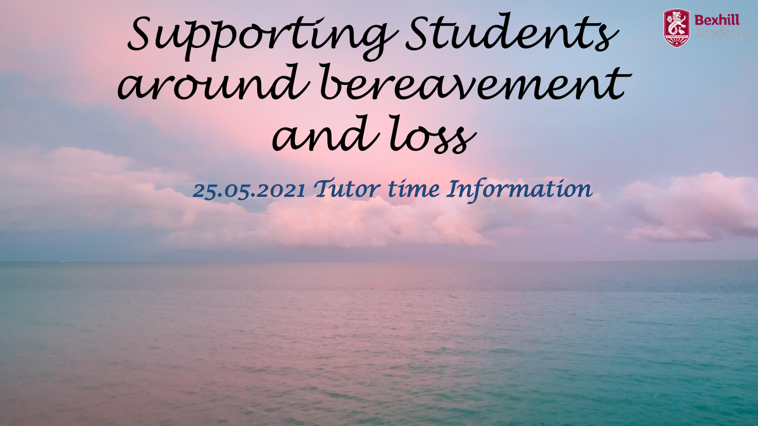# Supporting Students around bereavement and loss

*25.05.2021 Tutor time Information*

Bexhill Academy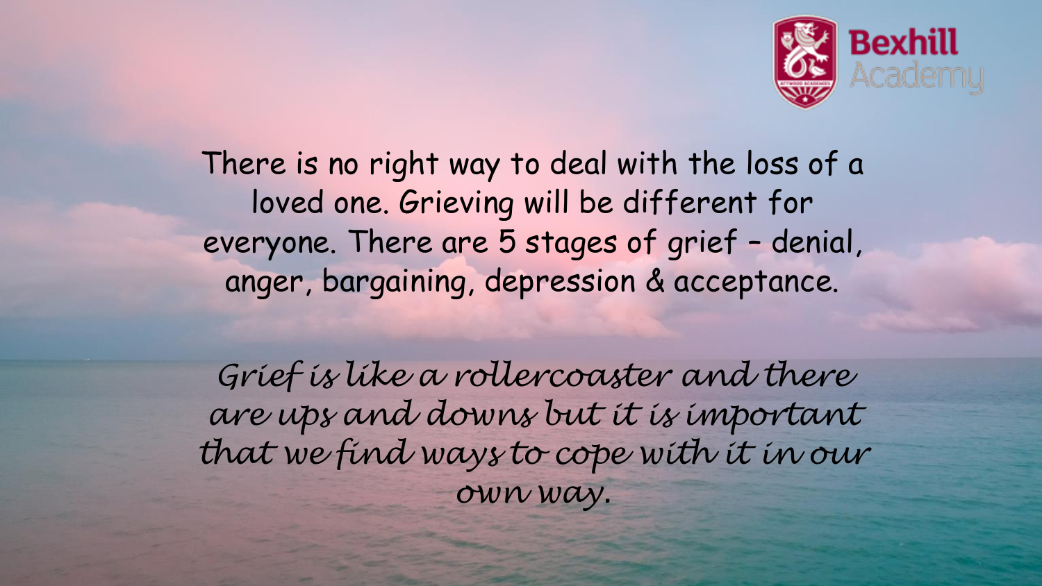There is no right way to deal with the loss of a loved one. Grieving will be different for everyone. There are 5 stages of grief – denial, anger, bargaining, depression & acceptance.

*Grief is like a rollercoaster and there are ups and downs but it is important that we find ways to cope with it in our own way.*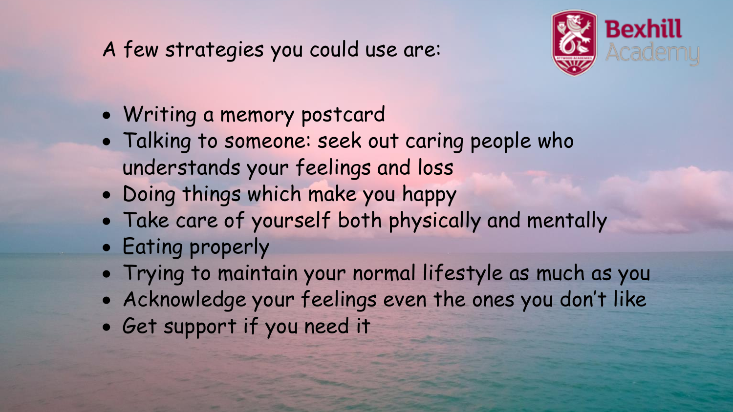A few strategies you could use are:

- Writing a memory postcard
- Talking to someone: seek out caring people who understands your feelings and loss
- Doing things which make you happy
- Take care of yourself both physically and mentally
- Eating properly
- Trying to maintain your normal lifestyle as much as you
- Acknowledge your feelings even the ones you don't like
- Get support if you need it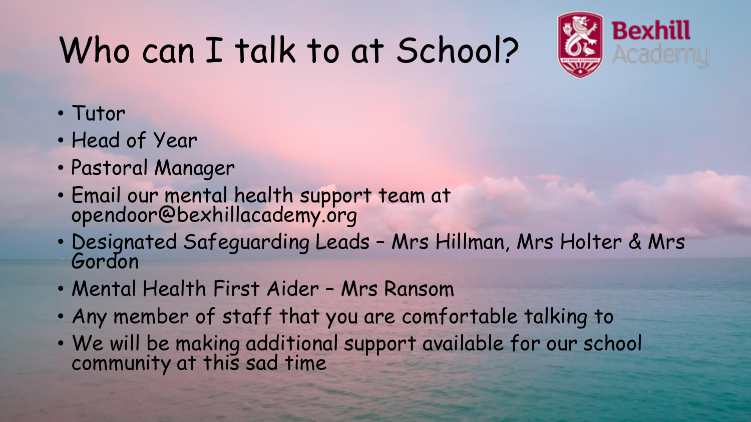# Who can I talk to at School?

Bexhill Academy

- Tutor
- Head of Year
- Pastoral Manager
- Email our mental health support team at opendoor@bexhillacademy.org
- Designated Safeguarding Leads – Mrs Hillman, Mrs Holter & Mrs Gordon
- Mental Health First Aider – Mrs Ransom
- Any member of staff that you are comfortable talking to
- We will be making additional support available for our school community at this sad time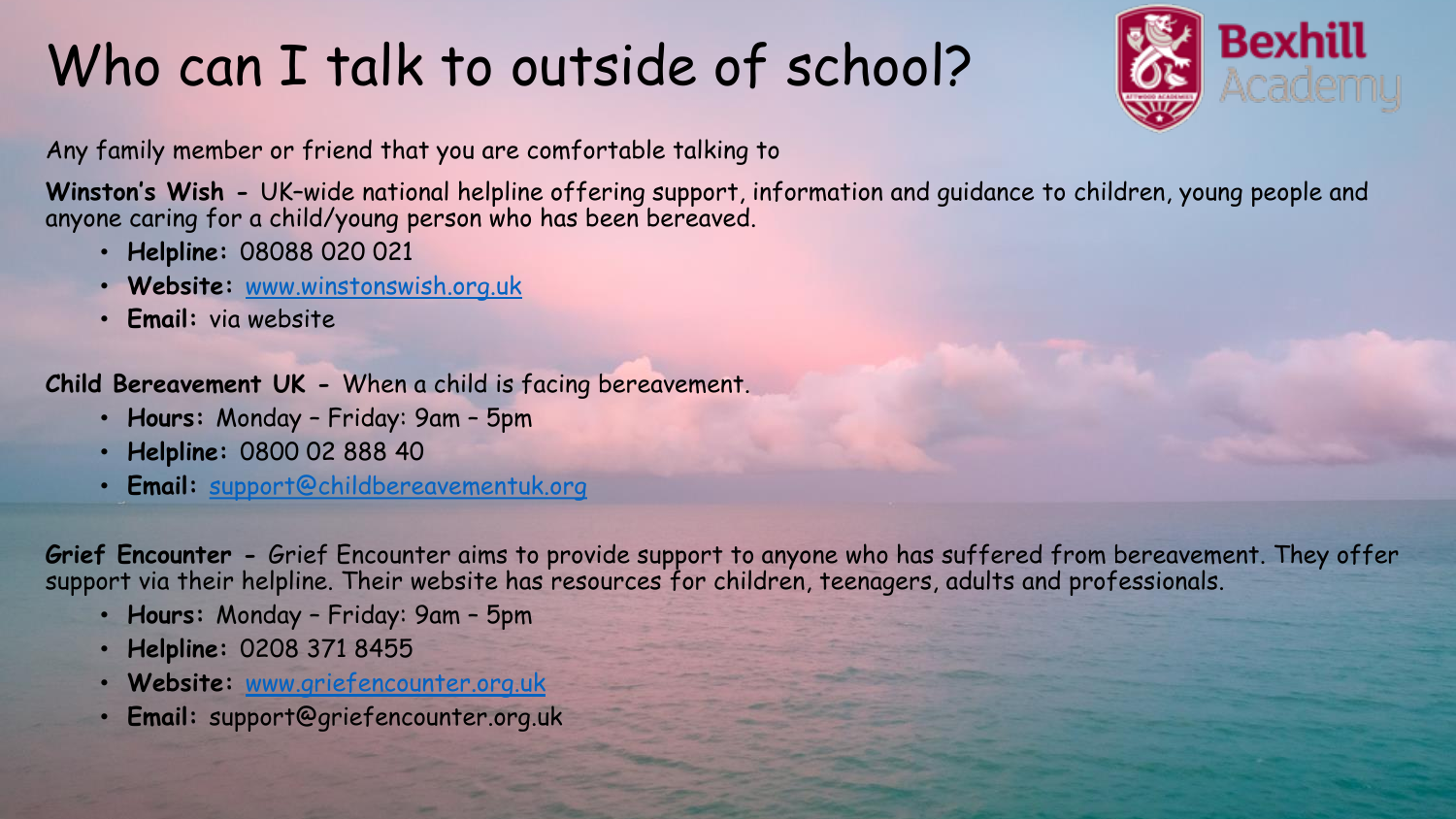# Who can I talk to outside of school?

Any family member or friend that you are comfortable talking to

**Winston's Wish -** UK-wide national helpline offering support, information and guidance to children, young people and anyone caring for a child/young person who has been bereaved.

- **Helpline:** 08088 020 021
- **Website:** www.winstonswish.org.uk
- **Email:** via website

**Child Bereavement UK -** When a child is facing bereavement.

- **Hours:** Monday – Friday: 9am – 5pm
- **Helpline:** 0800 02 888 40
- **Email:** support@childbereavementuk.org

**Grief Encounter -** Grief Encounter aims to provide support to anyone who has suffered from bereavement. They offer support via their helpline. Their website has resources for children, teenagers, adults and professionals.

- **Hours:** Monday – Friday: 9am – 5pm
- **Helpline:** 0208 371 8455
- **Website:** www.griefencounter.org.uk
- **Email:** support@griefencounter.org.uk